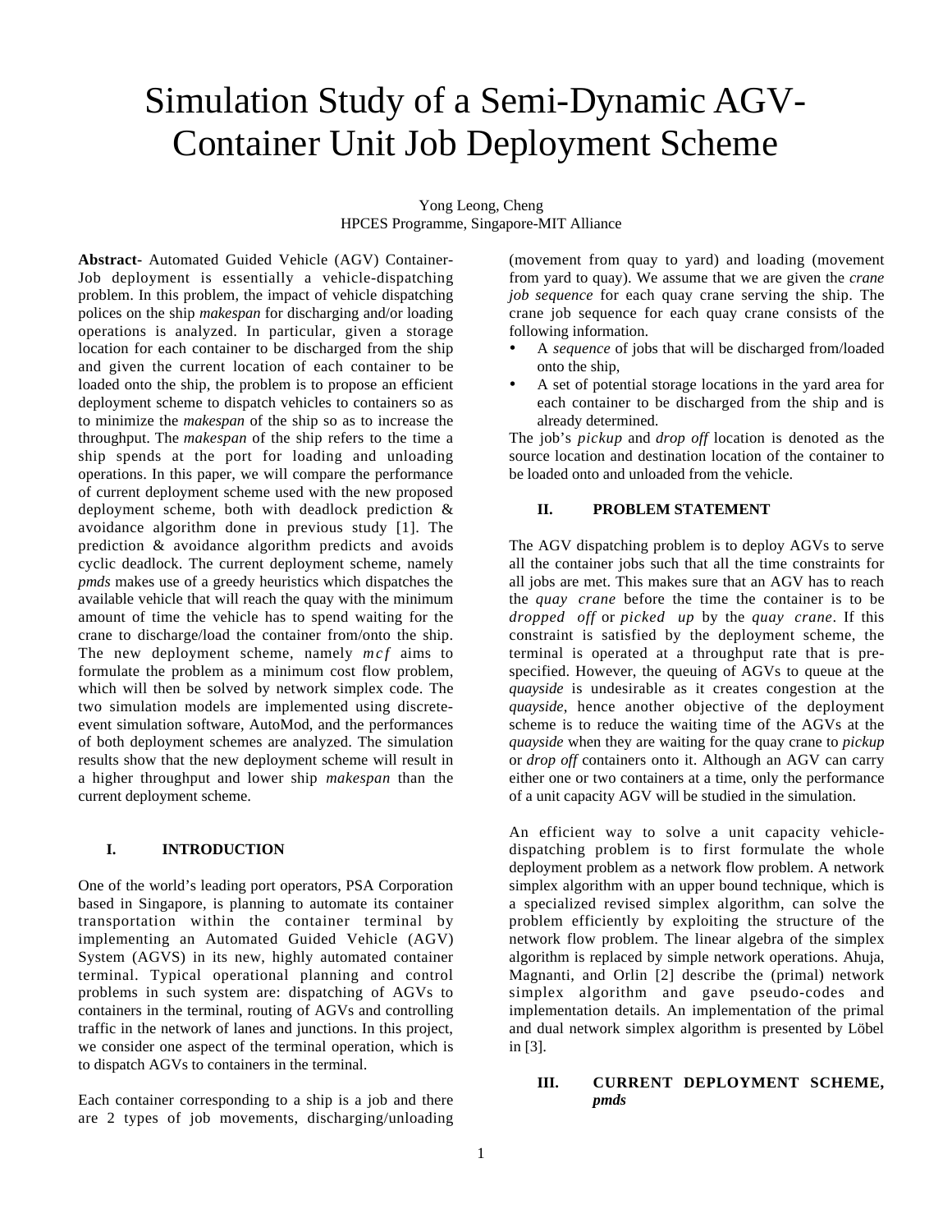# Simulation Study of a Semi-Dynamic AGV-Container Unit Job Deployment Scheme

Yong Leong, Cheng
HPCES Programme, Singapore-MIT Alliance

**Abstract-** Automated Guided Vehicle (AGV) Container-Job deployment is essentially a vehicle-dispatching problem. In this problem, the impact of vehicle dispatching polices on the ship *makespan* for discharging and/or loading operations is analyzed. In particular, given a storage location for each container to be discharged from the ship and given the current location of each container to be loaded onto the ship, the problem is to propose an efficient deployment scheme to dispatch vehicles to containers so as to minimize the *makespan* of the ship so as to increase the throughput. The *makespan* of the ship refers to the time a ship spends at the port for loading and unloading operations. In this paper, we will compare the performance of current deployment scheme used with the new proposed deployment scheme, both with deadlock prediction & avoidance algorithm done in previous study [1]. The prediction & avoidance algorithm predicts and avoids cyclic deadlock. The current deployment scheme, namely *pmds* makes use of a greedy heuristics which dispatches the available vehicle that will reach the quay with the minimum amount of time the vehicle has to spend waiting for the crane to discharge/load the container from/onto the ship. The new deployment scheme, namely *mcf* aims to formulate the problem as a minimum cost flow problem, which will then be solved by network simplex code. The two simulation models are implemented using discrete-event simulation software, AutoMod, and the performances of both deployment schemes are analyzed. The simulation results show that the new deployment scheme will result in a higher throughput and lower ship *makespan* than the current deployment scheme.

## I. INTRODUCTION

One of the world's leading port operators, PSA Corporation based in Singapore, is planning to automate its container transportation within the container terminal by implementing an Automated Guided Vehicle (AGV) System (AGVS) in its new, highly automated container terminal. Typical operational planning and control problems in such system are: dispatching of AGVs to containers in the terminal, routing of AGVs and controlling traffic in the network of lanes and junctions. In this project, we consider one aspect of the terminal operation, which is to dispatch AGVs to containers in the terminal.

Each container corresponding to a ship is a job and there are 2 types of job movements, discharging/unloading (movement from quay to yard) and loading (movement from yard to quay). We assume that we are given the *crane job sequence* for each quay crane serving the ship. The crane job sequence for each quay crane consists of the following information.

- A *sequence* of jobs that will be discharged from/loaded onto the ship,
- A set of potential storage locations in the yard area for each container to be discharged from the ship and is already determined.

The job's *pickup* and *drop off* location is denoted as the source location and destination location of the container to be loaded onto and unloaded from the vehicle.

## II. PROBLEM STATEMENT

The AGV dispatching problem is to deploy AGVs to serve all the container jobs such that all the time constraints for all jobs are met. This makes sure that an AGV has to reach the *quay crane* before the time the container is to be *dropped off* or *picked up* by the *quay crane*. If this constraint is satisfied by the deployment scheme, the terminal is operated at a throughput rate that is pre-specified. However, the queuing of AGVs to queue at the *quayside* is undesirable as it creates congestion at the *quayside*, hence another objective of the deployment scheme is to reduce the waiting time of the AGVs at the *quayside* when they are waiting for the quay crane to *pickup* or *drop off* containers onto it. Although an AGV can carry either one or two containers at a time, only the performance of a unit capacity AGV will be studied in the simulation.

An efficient way to solve a unit capacity vehicle-dispatching problem is to first formulate the whole deployment problem as a network flow problem. A network simplex algorithm with an upper bound technique, which is a specialized revised simplex algorithm, can solve the problem efficiently by exploiting the structure of the network flow problem. The linear algebra of the simplex algorithm is replaced by simple network operations. Ahuja, Magnanti, and Orlin [2] describe the (primal) network simplex algorithm and gave pseudo-codes and implementation details. An implementation of the primal and dual network simplex algorithm is presented by Löbel in [3].

## III. CURRENT DEPLOYMENT SCHEME, *pmds*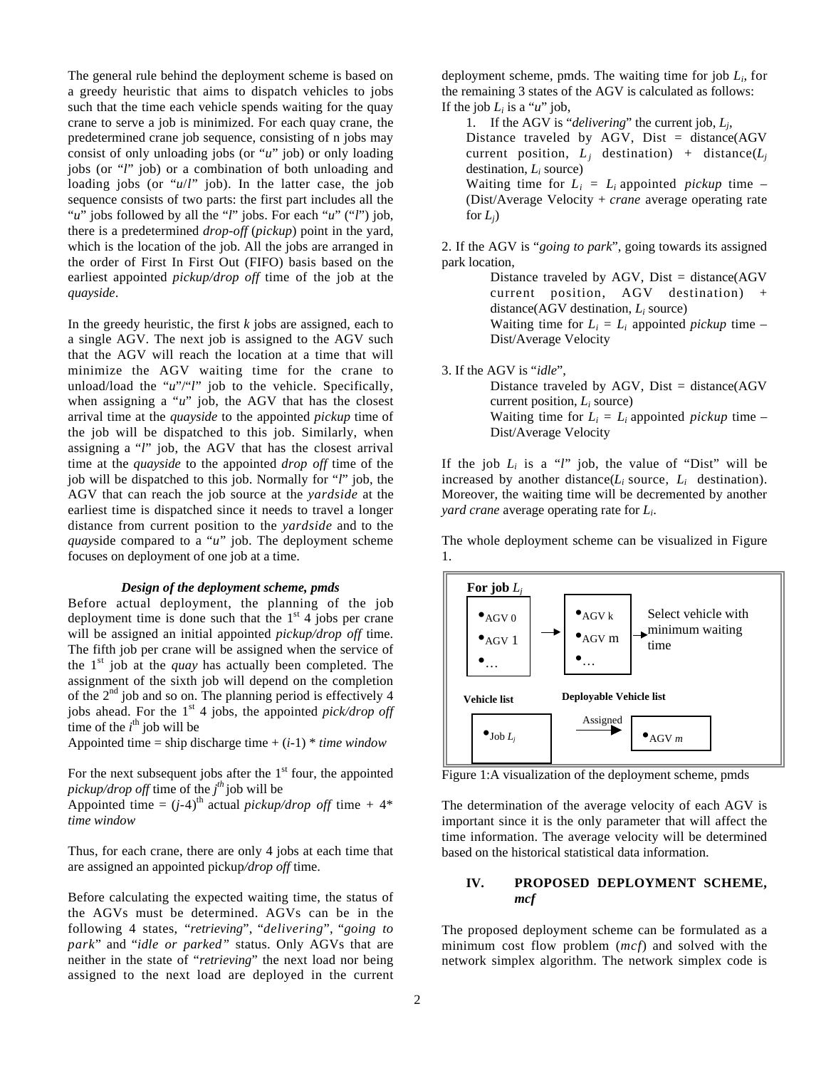The general rule behind the deployment scheme is based on a greedy heuristic that aims to dispatch vehicles to jobs such that the time each vehicle spends waiting for the quay crane to serve a job is minimized. For each quay crane, the predetermined crane job sequence, consisting of n jobs may consist of only unloading jobs (or "*u*" job) or only loading jobs (or "*l*" job) or a combination of both unloading and loading jobs (or "*u*/*l*" job). In the latter case, the job sequence consists of two parts: the first part includes all the "*u*" jobs followed by all the "*l*" jobs. For each "*u*" ("*l*") job, there is a predetermined *drop-off* (*pickup*) point in the yard, which is the location of the job. All the jobs are arranged in the order of First In First Out (FIFO) basis based on the earliest appointed *pickup/drop off* time of the job at the *quayside*.

In the greedy heuristic, the first $k$ jobs are assigned, each to a single AGV. The next job is assigned to the AGV such that the AGV will reach the location at a time that will minimize the AGV waiting time for the crane to unload/load the "*u*"/"*l*" job to the vehicle. Specifically, when assigning a "*u*" job, the AGV that has the closest arrival time at the *quayside* to the appointed *pickup* time of the job will be dispatched to this job. Similarly, when assigning a "*l*" job, the AGV that has the closest arrival time at the *quayside* to the appointed *drop off* time of the job will be dispatched to this job. Normally for "*l*" job, the AGV that can reach the job source at the *yardside* at the earliest time is dispatched since it needs to travel a longer distance from current position to the *yardside* and to the *quay*side compared to a "*u*" job. The deployment scheme focuses on deployment of one job at a time.

### *Design of the deployment scheme, pmds*

Before actual deployment, the planning of the job deployment time is done such that the 1st 4 jobs per crane will be assigned an initial appointed *pickup/drop off* time. The fifth job per crane will be assigned when the service of the 1st job at the *quay* has actually been completed. The assignment of the sixth job will depend on the completion of the 2nd job and so on. The planning period is effectively 4 jobs ahead. For the 1st 4 jobs, the appointed *pick/drop off* time of the $i^{th}$ job will be

Appointed time = ship discharge time + ($i$-1) * *time window*

For the next subsequent jobs after the 1st four, the appointed *pickup/drop off* time of the $j^{th}$ job will be

Appointed time = $(j\text{-}4)^{th}$ actual *pickup/drop off* time + 4* *time window*

Thus, for each crane, there are only 4 jobs at each time that are assigned an appointed pickup*/drop off* time.

Before calculating the expected waiting time, the status of the AGVs must be determined. AGVs can be in the following 4 states, "*retrieving*", "*delivering*", "*going to park*" and "*idle or parked*" status. Only AGVs that are neither in the state of "*retrieving*" the next load nor being assigned to the next load are deployed in the current deployment scheme, pmds. The waiting time for job $L_i$, for the remaining 3 states of the AGV is calculated as follows:

If the job $L_i$ is a "*u*" job,

1. If the AGV is "*delivering*" the current job, $L_j$,
   Distance traveled by AGV, Dist = distance(AGV current position, $L_j$ destination) + distance($L_j$ destination, $L_i$ source)
   Waiting time for $L_i$ = $L_i$ appointed *pickup* time – (Dist/Average Velocity + *crane* average operating rate for $L_j$)

2. If the AGV is "*going to park*", going towards its assigned park location,
   Distance traveled by AGV, Dist = distance(AGV current position, AGV destination) + distance(AGV destination, $L_i$ source)
   Waiting time for $L_i$ = $L_i$ appointed *pickup* time – Dist/Average Velocity

3. If the AGV is "*idle*",
   Distance traveled by AGV, Dist = distance(AGV current position, $L_i$ source)
   Waiting time for $L_i$ = $L_i$ appointed *pickup* time – Dist/Average Velocity

If the job $L_i$ is a "*l*" job, the value of "Dist" will be increased by another distance($L_i$ source, $L_i$ destination). Moreover, the waiting time will be decremented by another *yard crane* average operating rate for $L_i$.

The whole deployment scheme can be visualized in Figure 1.

| For job $L_j$ | | |
|---|---|---|
| •AGV 0<br>•AGV 1<br>•… | → •AGV k<br>•AGV m<br>•… | → Select vehicle with minimum waiting time |
| **Vehicle list** | **Deployable Vehicle list** | |
| •Job $L_j$ | Assigned → | •AGV *m* |

Figure 1:A visualization of the deployment scheme, pmds

The determination of the average velocity of each AGV is important since it is the only parameter that will affect the time information. The average velocity will be determined based on the historical statistical data information.

## IV. PROPOSED DEPLOYMENT SCHEME, *mcf*

The proposed deployment scheme can be formulated as a minimum cost flow problem (*mcf*) and solved with the network simplex algorithm. The network simplex code is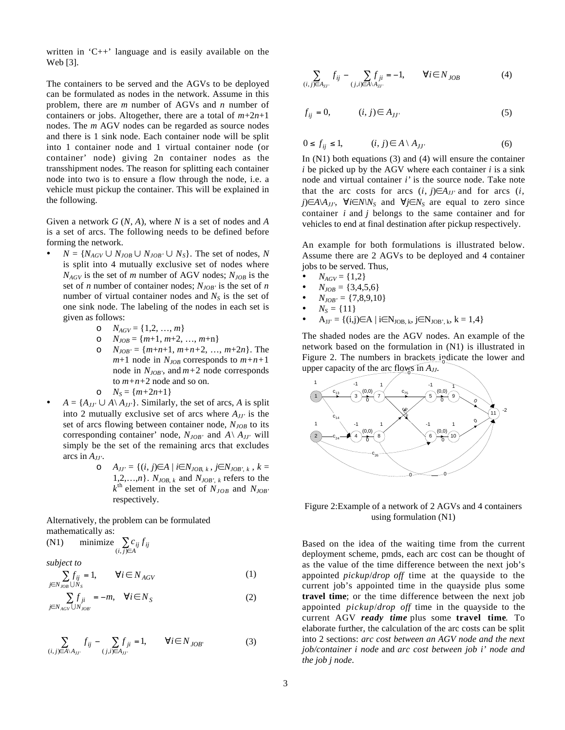written in 'C++' language and is easily available on the Web [3].

The containers to be served and the AGVs to be deployed can be formulated as nodes in the network. Assume in this problem, there are *m* number of AGVs and *n* number of containers or jobs. Altogether, there are a total of $m+2n+1$ nodes. The *m* AGV nodes can be regarded as source nodes and there is 1 sink node. Each container node will be split into 1 container node and 1 virtual container node (or container' node) giving 2n container nodes as the transshipment nodes. The reason for splitting each container node into two is to ensure a flow through the node, i.e. a vehicle must pickup the container. This will be explained in the following.

Given a network $G\ (N, A)$, where $N$ is a set of nodes and $A$ is a set of arcs. The following needs to be defined before forming the network.

- $N = \{N_{AGV} \cup N_{JOB} \cup N_{JOB'} \cup N_S\}$. The set of nodes, $N$ is split into 4 mutually exclusive set of nodes where $N_{AGV}$ is the set of *m* number of AGV nodes; $N_{JOB}$ is the set of *n* number of container nodes; $N_{JOB'}$ is the set of *n* number of virtual container nodes and $N_S$ is the set of one sink node. The labeling of the nodes in each set is given as follows:
  - $N_{AGV} = \{1,2, \ldots, m\}$
  - $N_{JOB} = \{m+1, m+2, \ldots, m+n\}$
  - $N_{JOB'} = \{m+n+1, m+n+2, \ldots, m+2n\}$. The $m+1$ node in $N_{JOB}$ corresponds to $m+n+1$ node in $N_{JOB'}$, and $m+2$ node corresponds to $m+n+2$ node and so on.
  - $N_S = \{m+2n+1\}$
- $A = \{A_{JJ'} \cup A \backslash A_{JJ'}\}$. Similarly, the set of arcs, $A$ is split into 2 mutually exclusive set of arcs where $A_{JJ'}$ is the set of arcs flowing between container node, $N_{JOB}$ to its corresponding container' node, $N_{JOB'}$ and $A \backslash A_{JJ'}$ will simply be the set of the remaining arcs that excludes arcs in $A_{JJ'}$.
  - $A_{JJ'} = \{(i, j) \in A \mid i \in N_{JOB,\,k},\ j \in N_{JOB',\,k},\ k = 1,2,\ldots,n\}$. $N_{JOB,\,k}$ and $N_{JOB',\,k}$ refers to the $k^{\text{th}}$ element in the set of $N_{JOB}$ and $N_{JOB'}$ respectively.

Alternatively, the problem can be formulated mathematically as:

(N1) $\quad$ minimize $\sum_{(i,j) \in A} c_{ij} f_{ij}$

*subject to*

$$\sum_{j \in N_{JOB} \cup N_S} f_{ij} = 1, \qquad \forall i \in N_{AGV} \tag{1}$$

$$\sum_{j \in N_{AGV} \cup N_{JOB'}} f_{ji} = -m, \quad \forall i \in N_S \tag{2}$$

$$\sum_{(i,j) \in A \backslash A_{JJ'}} f_{ij} - \sum_{(j,i) \in A_{JJ'}} f_{ji} = 1, \qquad \forall i \in N_{JOB'} \tag{3}$$

$$\sum_{(i,j) \in A_{JJ'}} f_{ij} - \sum_{(j,i) \in A \backslash A_{JJ'}} f_{ji} = -1, \qquad \forall i \in N_{JOB} \tag{4}$$

$$f_{ij} = 0, \qquad (i, j) \in A_{JJ'} \tag{5}$$

$$0 \le f_{ij} \le 1, \qquad (i, j) \in A \setminus A_{JJ'} \tag{6}$$

In (N1) both equations (3) and (4) will ensure the container *i* be picked up by the AGV where each container *i* is a sink node and virtual container *i'* is the source node. Take note that the arc costs for arcs $(i, j) \in A_{JJ'}$ and for arcs $(i, j) \in A \backslash A_{JJ'}$, $\forall i \in N \backslash N_S$ and $\forall j \in N_S$ are equal to zero since container *i* and *j* belongs to the same container and for vehicles to end at final destination after pickup respectively.

An example for both formulations is illustrated below. Assume there are 2 AGVs to be deployed and 4 container jobs to be served. Thus,

- $N_{AGV} = \{1,2\}$
- $N_{JOB} = \{3,4,5,6\}$
- $N_{JOB'} = \{7,8,9,10\}$
- $N_S = \{11\}$
- $A_{JJ'} = \{(i,j) \in A \mid i \in N_{JOB,\,k},\ j \in N_{JOB',\,k},\ k = 1,4\}$

The shaded nodes are the AGV nodes. An example of the network based on the formulation in (N1) is illustrated in Figure 2. The numbers in brackets indicate the lower and upper capacity of the arc flows in $A_{JJ}$.

Figure 2: Example of a network of 2 AGVs and 4 containers using formulation (N1)

Based on the idea of the waiting time from the current deployment scheme, pmds, each arc cost can be thought of as the value of the time difference between the next job's appointed *pickup*/*drop off* time at the quayside to the current job's appointed time in the quayside plus some **travel time**; or the time difference between the next job appointed *pickup*/*drop off* time in the quayside to the current AGV ***ready time*** plus some **travel time***.* To elaborate further, the calculation of the arc costs can be split into 2 sections: *arc cost between an AGV node and the next job/container i node* and *arc cost between job i' node and the job j node*.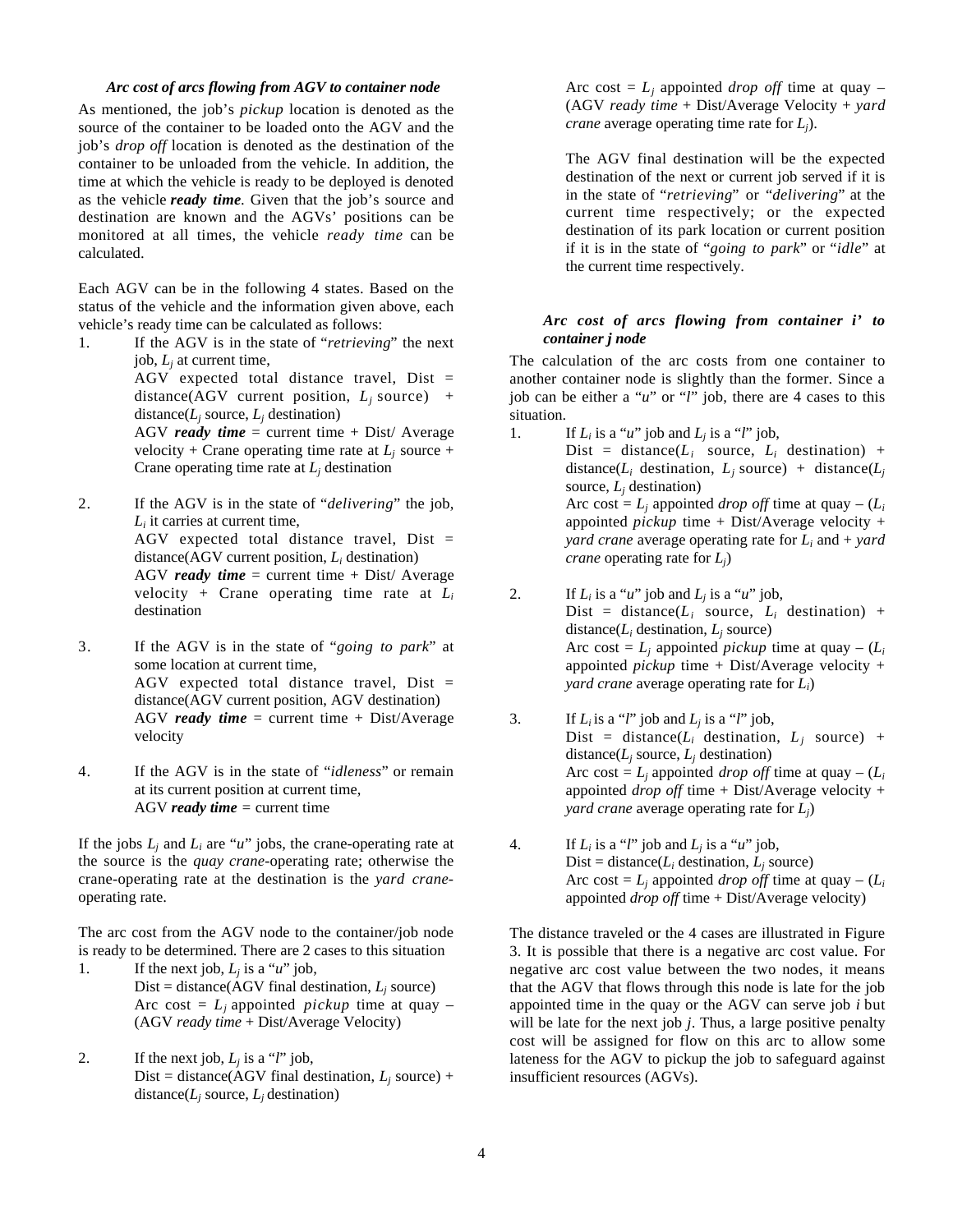### *Arc cost of arcs flowing from AGV to container node*

As mentioned, the job's *pickup* location is denoted as the source of the container to be loaded onto the AGV and the job's *drop off* location is denoted as the destination of the container to be unloaded from the vehicle. In addition, the time at which the vehicle is ready to be deployed is denoted as the vehicle ***ready time***. Given that the job's source and destination are known and the AGVs' positions can be monitored at all times, the vehicle *ready time* can be calculated.

Each AGV can be in the following 4 states. Based on the status of the vehicle and the information given above, each vehicle's ready time can be calculated as follows:

1. If the AGV is in the state of "*retrieving*" the next job, $L_j$ at current time,
   AGV expected total distance travel, Dist = distance(AGV current position, $L_j$ source) + distance($L_j$ source, $L_j$ destination)
   AGV ***ready time*** = current time + Dist/ Average velocity + Crane operating time rate at $L_j$ source + Crane operating time rate at $L_j$ destination

2. If the AGV is in the state of "*delivering*" the job, $L_i$ it carries at current time,
   AGV expected total distance travel, Dist = distance(AGV current position, $L_i$ destination)
   AGV ***ready time*** = current time + Dist/ Average velocity + Crane operating time rate at $L_i$ destination

3. If the AGV is in the state of "*going to park*" at some location at current time,
   AGV expected total distance travel, Dist = distance(AGV current position, AGV destination)
   AGV ***ready time*** = current time + Dist/Average velocity

4. If the AGV is in the state of "*idleness*" or remain at its current position at current time,
   AGV ***ready time*** = current time

If the jobs $L_j$ and $L_i$ are "*u*" jobs, the crane-operating rate at the source is the *quay crane*-operating rate; otherwise the crane-operating rate at the destination is the *yard crane*-operating rate.

The arc cost from the AGV node to the container/job node is ready to be determined. There are 2 cases to this situation

1. If the next job, $L_j$ is a "*u*" job,
   Dist = distance(AGV final destination, $L_j$ source)
   Arc cost = $L_j$ appointed *pickup* time at quay – (AGV *ready time* + Dist/Average Velocity)

2. If the next job, $L_j$ is a "*l*" job,
   Dist = distance(AGV final destination, $L_j$ source) + distance($L_j$ source, $L_j$ destination)
   Arc cost = $L_j$ appointed *drop off* time at quay – (AGV *ready time* + Dist/Average Velocity + *yard crane* average operating time rate for $L_j$).

   The AGV final destination will be the expected destination of the next or current job served if it is in the state of "*retrieving*" or "*delivering*" at the current time respectively; or the expected destination of its park location or current position if it is in the state of "*going to park*" or "*idle*" at the current time respectively.

### *Arc cost of arcs flowing from container i' to container j node*

The calculation of the arc costs from one container to another container node is slightly than the former. Since a job can be either a "*u*" or "*l*" job, there are 4 cases to this situation.

1. If $L_i$ is a "*u*" job and $L_j$ is a "*l*" job,
   Dist = distance($L_i$ source, $L_i$ destination) + distance($L_i$ destination, $L_j$ source) + distance($L_j$ source, $L_j$ destination)
   Arc cost = $L_j$ appointed *drop off* time at quay – ($L_i$ appointed *pickup* time + Dist/Average velocity + *yard crane* average operating rate for $L_i$ and + *yard crane* operating rate for $L_j$)

2. If $L_i$ is a "*u*" job and $L_j$ is a "*u*" job,
   Dist = distance($L_i$ source, $L_i$ destination) + distance($L_i$ destination, $L_j$ source)
   Arc cost = $L_j$ appointed *pickup* time at quay – ($L_i$ appointed *pickup* time + Dist/Average velocity + *yard crane* average operating rate for $L_i$)

3. If $L_i$ is a "*l*" job and $L_j$ is a "*l*" job,
   Dist = distance($L_i$ destination, $L_j$ source) + distance($L_j$ source, $L_j$ destination)
   Arc cost = $L_j$ appointed *drop off* time at quay – ($L_i$ appointed *drop off* time + Dist/Average velocity + *yard crane* average operating rate for $L_j$)

4. If $L_i$ is a "*l*" job and $L_j$ is a "*u*" job,
   Dist = distance($L_i$ destination, $L_j$ source)
   Arc cost = $L_j$ appointed *drop off* time at quay – ($L_i$ appointed *drop off* time + Dist/Average velocity)

The distance traveled or the 4 cases are illustrated in Figure 3. It is possible that there is a negative arc cost value. For negative arc cost value between the two nodes, it means that the AGV that flows through this node is late for the job appointed time in the quay or the AGV can serve job *i* but will be late for the next job *j*. Thus, a large positive penalty cost will be assigned for flow on this arc to allow some lateness for the AGV to pickup the job to safeguard against insufficient resources (AGVs).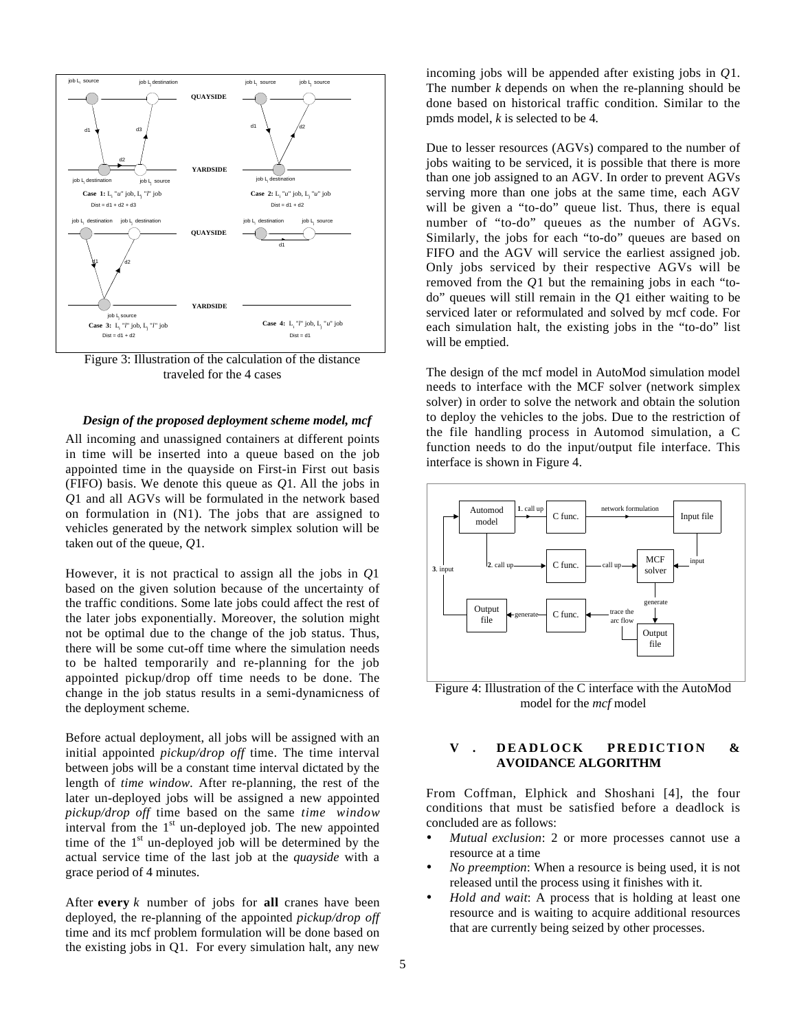Figure 3: Illustration of the calculation of the distance traveled for the 4 cases

### *Design of the proposed deployment scheme model, mcf*

All incoming and unassigned containers at different points in time will be inserted into a queue based on the job appointed time in the quayside on First-in First out basis (FIFO) basis. We denote this queue as $Q1$. All the jobs in $Q1$ and all AGVs will be formulated in the network based on formulation in (N1). The jobs that are assigned to vehicles generated by the network simplex solution will be taken out of the queue, $Q1$.

However, it is not practical to assign all the jobs in $Q1$ based on the given solution because of the uncertainty of the traffic conditions. Some late jobs could affect the rest of the later jobs exponentially. Moreover, the solution might not be optimal due to the change of the job status. Thus, there will be some cut-off time where the simulation needs to be halted temporarily and re-planning for the job appointed pickup/drop off time needs to be done. The change in the job status results in a semi-dynamicness of the deployment scheme.

Before actual deployment, all jobs will be assigned with an initial appointed *pickup/drop off* time. The time interval between jobs will be a constant time interval dictated by the length of *time window*. After re-planning, the rest of the later un-deployed jobs will be assigned a new appointed *pickup/drop off* time based on the same *time window* interval from the 1st un-deployed job. The new appointed time of the 1st un-deployed job will be determined by the actual service time of the last job at the *quayside* with a grace period of 4 minutes.

After **every** $k$ number of jobs for **all** cranes have been deployed, the re-planning of the appointed *pickup/drop off* time and its mcf problem formulation will be done based on the existing jobs in Q1. For every simulation halt, any new incoming jobs will be appended after existing jobs in $Q1$. The number $k$ depends on when the re-planning should be done based on historical traffic condition. Similar to the pmds model, $k$ is selected to be 4.

Due to lesser resources (AGVs) compared to the number of jobs waiting to be serviced, it is possible that there is more than one job assigned to an AGV. In order to prevent AGVs serving more than one jobs at the same time, each AGV will be given a "to-do" queue list. Thus, there is equal number of "to-do" queues as the number of AGVs. Similarly, the jobs for each "to-do" queues are based on FIFO and the AGV will service the earliest assigned job. Only jobs serviced by their respective AGVs will be removed from the $Q1$ but the remaining jobs in each "to-do" queues will still remain in the $Q1$ either waiting to be serviced later or reformulated and solved by mcf code. For each simulation halt, the existing jobs in the "to-do" list will be emptied.

The design of the mcf model in AutoMod simulation model needs to interface with the MCF solver (network simplex solver) in order to solve the network and obtain the solution to deploy the vehicles to the jobs. Due to the restriction of the file handling process in Automod simulation, a C function needs to do the input/output file interface. This interface is shown in Figure 4.

Figure 4: Illustration of the C interface with the AutoMod model for the *mcf* model

## V. DEADLOCK PREDICTION & AVOIDANCE ALGORITHM

From Coffman, Elphick and Shoshani [4], the four conditions that must be satisfied before a deadlock is concluded are as follows:

- *Mutual exclusion*: 2 or more processes cannot use a resource at a time
- *No preemption*: When a resource is being used, it is not released until the process using it finishes with it.
- *Hold and wait*: A process that is holding at least one resource and is waiting to acquire additional resources that are currently being seized by other processes.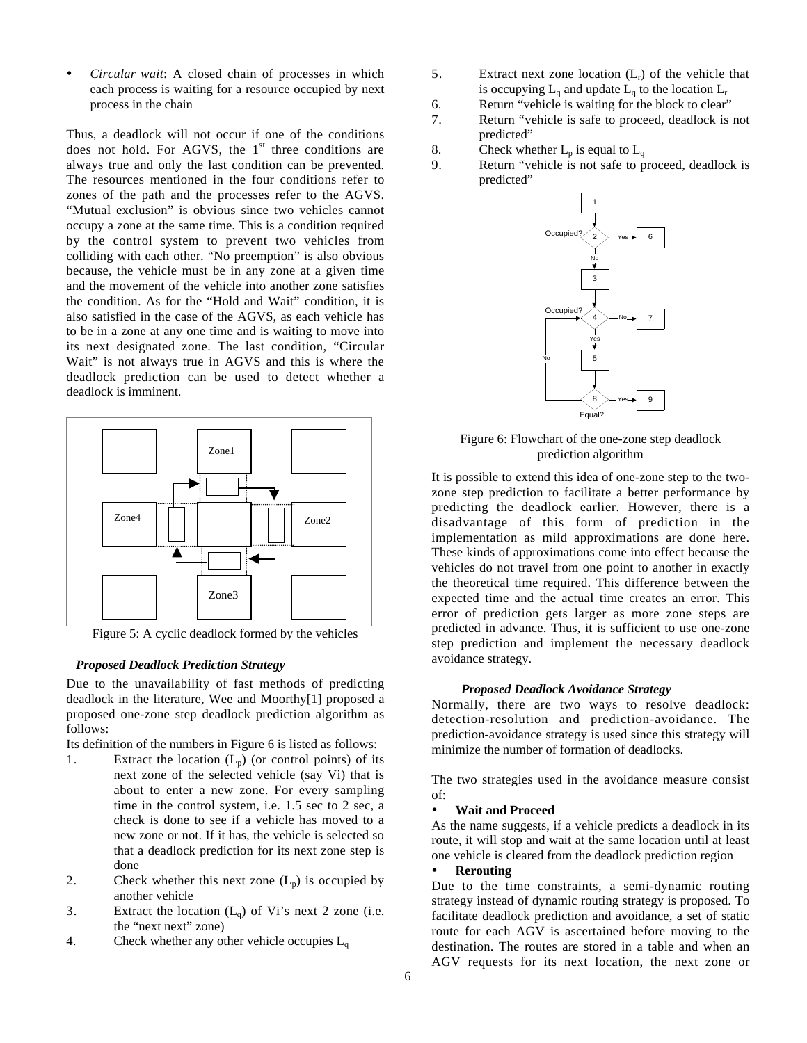- *Circular wait*: A closed chain of processes in which each process is waiting for a resource occupied by next process in the chain

Thus, a deadlock will not occur if one of the conditions does not hold. For AGVS, the 1st three conditions are always true and only the last condition can be prevented. The resources mentioned in the four conditions refer to zones of the path and the processes refer to the AGVS. "Mutual exclusion" is obvious since two vehicles cannot occupy a zone at the same time. This is a condition required by the control system to prevent two vehicles from colliding with each other. "No preemption" is also obvious because, the vehicle must be in any zone at a given time and the movement of the vehicle into another zone satisfies the condition. As for the "Hold and Wait" condition, it is also satisfied in the case of the AGVS, as each vehicle has to be in a zone at any one time and is waiting to move into its next designated zone. The last condition, "Circular Wait" is not always true in AGVS and this is where the deadlock prediction can be used to detect whether a deadlock is imminent.

Figure 5: A cyclic deadlock formed by the vehicles

### *Proposed Deadlock Prediction Strategy*

Due to the unavailability of fast methods of predicting deadlock in the literature, Wee and Moorthy[1] proposed a proposed one-zone step deadlock prediction algorithm as follows:

Its definition of the numbers in Figure 6 is listed as follows:

1. Extract the location ($L_p$) (or control points) of its next zone of the selected vehicle (say Vi) that is about to enter a new zone. For every sampling time in the control system, i.e. 1.5 sec to 2 sec, a check is done to see if a vehicle has moved to a new zone or not. If it has, the vehicle is selected so that a deadlock prediction for its next zone step is done
2. Check whether this next zone ($L_p$) is occupied by another vehicle
3. Extract the location ($L_q$) of Vi's next 2 zone (i.e. the "next next" zone)
4. Check whether any other vehicle occupies $L_q$
5. Extract next zone location ($L_r$) of the vehicle that is occupying $L_q$ and update $L_q$ to the location $L_r$
6. Return "vehicle is waiting for the block to clear"
7. Return "vehicle is safe to proceed, deadlock is not predicted"
8. Check whether $L_p$ is equal to $L_q$
9. Return "vehicle is not safe to proceed, deadlock is predicted"

Figure 6: Flowchart of the one-zone step deadlock prediction algorithm

It is possible to extend this idea of one-zone step to the two-zone step prediction to facilitate a better performance by predicting the deadlock earlier. However, there is a disadvantage of this form of prediction in the implementation as mild approximations are done here. These kinds of approximations come into effect because the vehicles do not travel from one point to another in exactly the theoretical time required. This difference between the expected time and the actual time creates an error. This error of prediction gets larger as more zone steps are predicted in advance. Thus, it is sufficient to use one-zone step prediction and implement the necessary deadlock avoidance strategy.

### *Proposed Deadlock Avoidance Strategy*

Normally, there are two ways to resolve deadlock: detection-resolution and prediction-avoidance. The prediction-avoidance strategy is used since this strategy will minimize the number of formation of deadlocks.

The two strategies used in the avoidance measure consist of:

- **Wait and Proceed**

As the name suggests, if a vehicle predicts a deadlock in its route, it will stop and wait at the same location until at least one vehicle is cleared from the deadlock prediction region

- **Rerouting**

Due to the time constraints, a semi-dynamic routing strategy instead of dynamic routing strategy is proposed. To facilitate deadlock prediction and avoidance, a set of static route for each AGV is ascertained before moving to the destination. The routes are stored in a table and when an AGV requests for its next location, the next zone or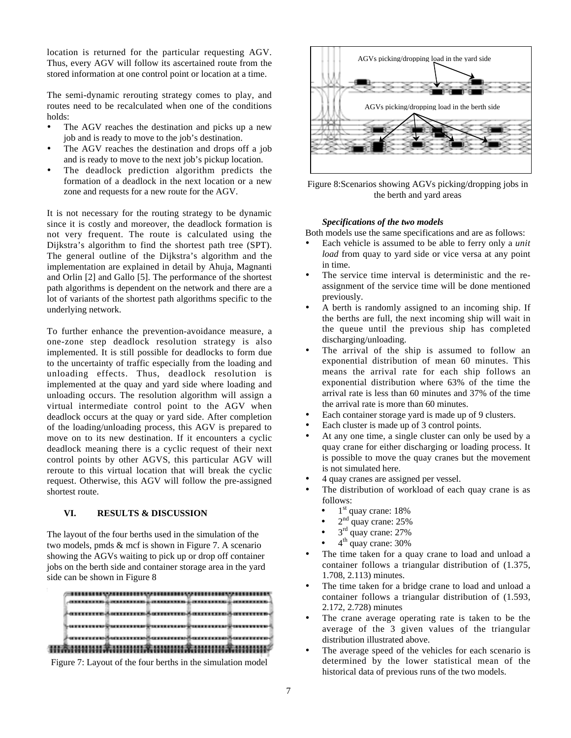location is returned for the particular requesting AGV. Thus, every AGV will follow its ascertained route from the stored information at one control point or location at a time.

The semi-dynamic rerouting strategy comes to play, and routes need to be recalculated when one of the conditions holds:

- The AGV reaches the destination and picks up a new job and is ready to move to the job's destination.
- The AGV reaches the destination and drops off a job and is ready to move to the next job's pickup location.
- The deadlock prediction algorithm predicts the formation of a deadlock in the next location or a new zone and requests for a new route for the AGV.

It is not necessary for the routing strategy to be dynamic since it is costly and moreover, the deadlock formation is not very frequent. The route is calculated using the Dijkstra's algorithm to find the shortest path tree (SPT). The general outline of the Dijkstra's algorithm and the implementation are explained in detail by Ahuja, Magnanti and Orlin [2] and Gallo [5]. The performance of the shortest path algorithms is dependent on the network and there are a lot of variants of the shortest path algorithms specific to the underlying network.

To further enhance the prevention-avoidance measure, a one-zone step deadlock resolution strategy is also implemented. It is still possible for deadlocks to form due to the uncertainty of traffic especially from the loading and unloading effects. Thus, deadlock resolution is implemented at the quay and yard side where loading and unloading occurs. The resolution algorithm will assign a virtual intermediate control point to the AGV when deadlock occurs at the quay or yard side. After completion of the loading/unloading process, this AGV is prepared to move on to its new destination. If it encounters a cyclic deadlock meaning there is a cyclic request of their next control points by other AGVS, this particular AGV will reroute to this virtual location that will break the cyclic request. Otherwise, this AGV will follow the pre-assigned shortest route.

## VI. RESULTS & DISCUSSION

The layout of the four berths used in the simulation of the two models, pmds & mcf is shown in Figure 7. A scenario showing the AGVs waiting to pick up or drop off container jobs on the berth side and container storage area in the yard side can be shown in Figure 8

Figure 7: Layout of the four berths in the simulation model

AGVs picking/dropping load in the yard side

AGVs picking/dropping load in the berth side

Figure 8:Scenarios showing AGVs picking/dropping jobs in the berth and yard areas

### *Specifications of the two models*

Both models use the same specifications and are as follows:

- Each vehicle is assumed to be able to ferry only a *unit load* from quay to yard side or vice versa at any point in time.
- The service time interval is deterministic and the re-assignment of the service time will be done mentioned previously.
- A berth is randomly assigned to an incoming ship. If the berths are full, the next incoming ship will wait in the queue until the previous ship has completed discharging/unloading.
- The arrival of the ship is assumed to follow an exponential distribution of mean 60 minutes. This means the arrival rate for each ship follows an exponential distribution where 63% of the time the arrival rate is less than 60 minutes and 37% of the time the arrival rate is more than 60 minutes.
- Each container storage yard is made up of 9 clusters.
- Each cluster is made up of 3 control points.
- At any one time, a single cluster can only be used by a quay crane for either discharging or loading process. It is possible to move the quay cranes but the movement is not simulated here.
- 4 quay cranes are assigned per vessel.
- The distribution of workload of each quay crane is as follows:
  - 1st quay crane: 18%
  - 2nd quay crane: 25%
  - 3rd quay crane: 27%
  - 4th quay crane: 30%
- The time taken for a quay crane to load and unload a container follows a triangular distribution of (1.375, 1.708, 2.113) minutes.
- The time taken for a bridge crane to load and unload a container follows a triangular distribution of (1.593, 2.172, 2.728) minutes
- The crane average operating rate is taken to be the average of the 3 given values of the triangular distribution illustrated above.
- The average speed of the vehicles for each scenario is determined by the lower statistical mean of the historical data of previous runs of the two models.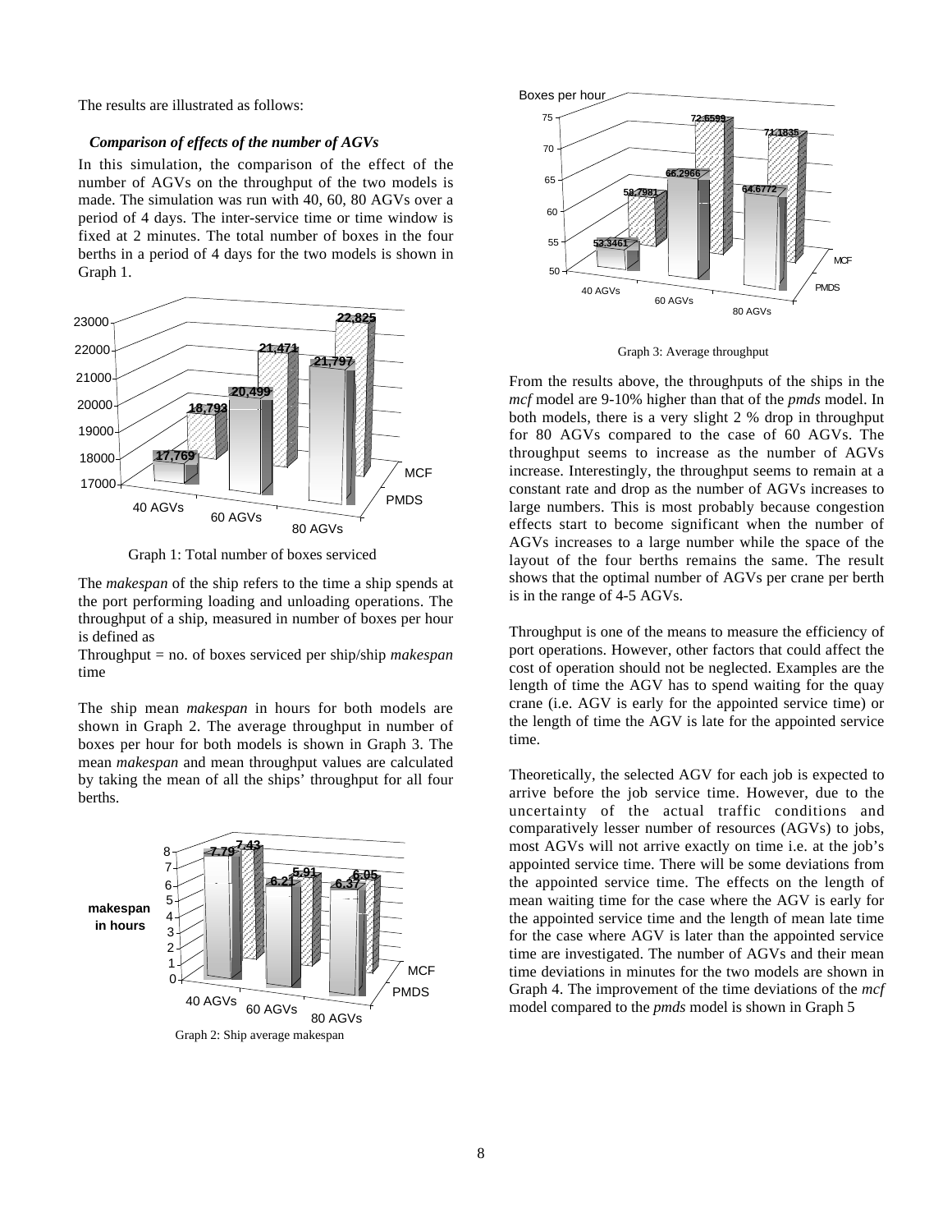The results are illustrated as follows:

***Comparison of effects of the number of AGVs***

In this simulation, the comparison of the effect of the number of AGVs on the throughput of the two models is made. The simulation was run with 40, 60, 80 AGVs over a period of 4 days. The inter-service time or time window is fixed at 2 minutes. The total number of boxes in the four berths in a period of 4 days for the two models is shown in Graph 1.

Graph 1: Total number of boxes serviced

The *makespan* of the ship refers to the time a ship spends at the port performing loading and unloading operations. The throughput of a ship, measured in number of boxes per hour is defined as

Throughput = no. of boxes serviced per ship/ship *makespan* time

The ship mean *makespan* in hours for both models are shown in Graph 2. The average throughput in number of boxes per hour for both models is shown in Graph 3. The mean *makespan* and mean throughput values are calculated by taking the mean of all the ships' throughput for all four berths.

Graph 2: Ship average makespan

Graph 3: Average throughput

From the results above, the throughputs of the ships in the *mcf* model are 9-10% higher than that of the *pmds* model. In both models, there is a very slight 2 % drop in throughput for 80 AGVs compared to the case of 60 AGVs. The throughput seems to increase as the number of AGVs increase. Interestingly, the throughput seems to remain at a constant rate and drop as the number of AGVs increases to large numbers. This is most probably because congestion effects start to become significant when the number of AGVs increases to a large number while the space of the layout of the four berths remains the same. The result shows that the optimal number of AGVs per crane per berth is in the range of 4-5 AGVs.

Throughput is one of the means to measure the efficiency of port operations. However, other factors that could affect the cost of operation should not be neglected. Examples are the length of time the AGV has to spend waiting for the quay crane (i.e. AGV is early for the appointed service time) or the length of time the AGV is late for the appointed service time.

Theoretically, the selected AGV for each job is expected to arrive before the job service time. However, due to the uncertainty of the actual traffic conditions and comparatively lesser number of resources (AGVs) to jobs, most AGVs will not arrive exactly on time i.e. at the job's appointed service time. There will be some deviations from the appointed service time. The effects on the length of mean waiting time for the case where the AGV is early for the appointed service time and the length of mean late time for the case where AGV is later than the appointed service time are investigated. The number of AGVs and their mean time deviations in minutes for the two models are shown in Graph 4. The improvement of the time deviations of the *mcf* model compared to the *pmds* model is shown in Graph 5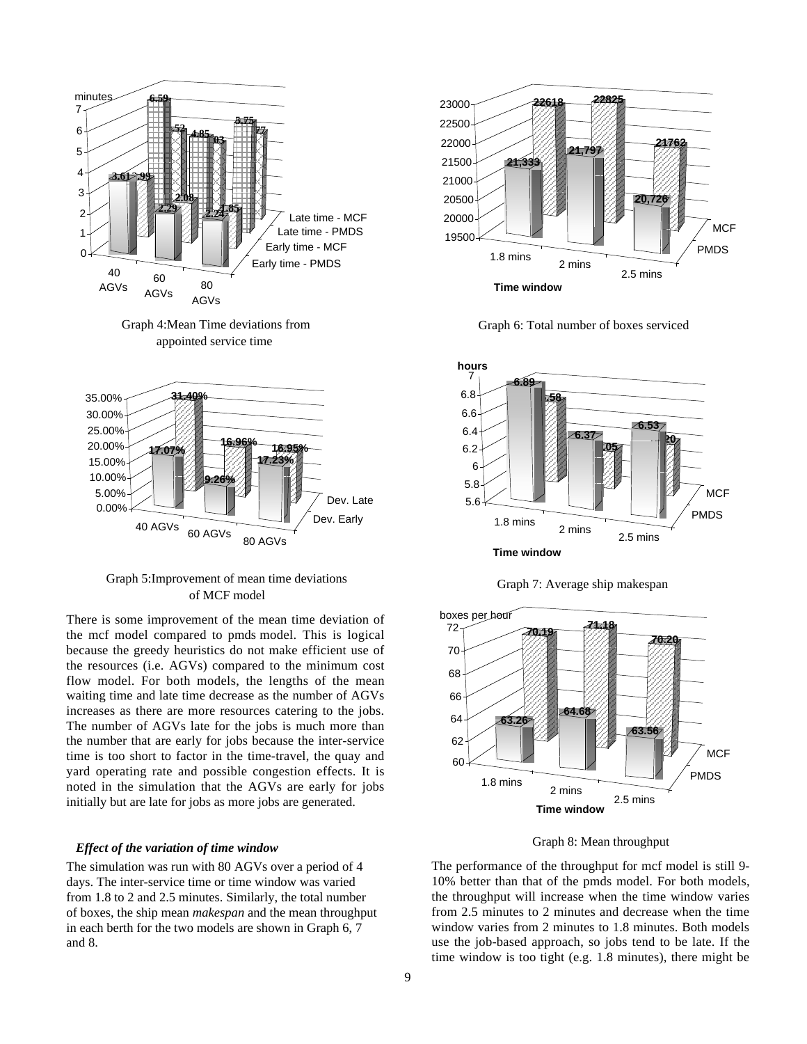Graph 4: Mean Time deviations from appointed service time

Graph 5: Improvement of mean time deviations of MCF model

There is some improvement of the mean time deviation of the mcf model compared to pmds model. This is logical because the greedy heuristics do not make efficient use of the resources (i.e. AGVs) compared to the minimum cost flow model. For both models, the lengths of the mean waiting time and late time decrease as the number of AGVs increases as there are more resources catering to the jobs. The number of AGVs late for the jobs is much more than the number that are early for jobs because the inter-service time is too short to factor in the time-travel, the quay and yard operating rate and possible congestion effects. It is noted in the simulation that the AGVs are early for jobs initially but are late for jobs as more jobs are generated.

### *Effect of the variation of time window*

The simulation was run with 80 AGVs over a period of 4 days. The inter-service time or time window was varied from 1.8 to 2 and 2.5 minutes. Similarly, the total number of boxes, the ship mean *makespan* and the mean throughput in each berth for the two models are shown in Graph 6, 7 and 8.

Graph 6: Total number of boxes serviced

Graph 7: Average ship makespan

Graph 8: Mean throughput

The performance of the throughput for mcf model is still 9-10% better than that of the pmds model. For both models, the throughput will increase when the time window varies from 2.5 minutes to 2 minutes and decrease when the time window varies from 2 minutes to 1.8 minutes. Both models use the job-based approach, so jobs tend to be late. If the time window is too tight (e.g. 1.8 minutes), there might be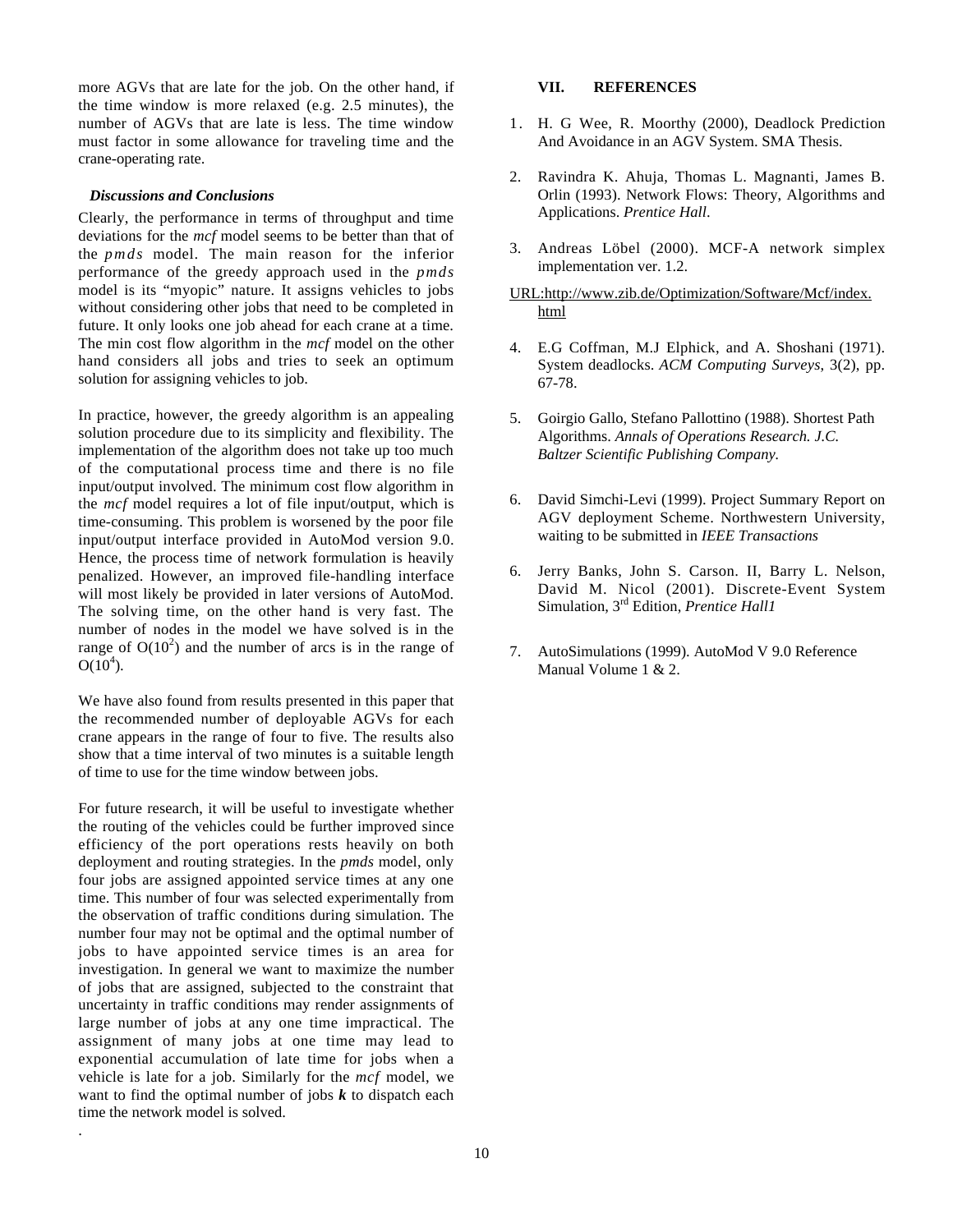more AGVs that are late for the job. On the other hand, if the time window is more relaxed (e.g. 2.5 minutes), the number of AGVs that are late is less. The time window must factor in some allowance for traveling time and the crane-operating rate.

### *Discussions and Conclusions*

Clearly, the performance in terms of throughput and time deviations for the *mcf* model seems to be better than that of the *pmds* model. The main reason for the inferior performance of the greedy approach used in the *pmds* model is its "myopic" nature. It assigns vehicles to jobs without considering other jobs that need to be completed in future. It only looks one job ahead for each crane at a time. The min cost flow algorithm in the *mcf* model on the other hand considers all jobs and tries to seek an optimum solution for assigning vehicles to job.

In practice, however, the greedy algorithm is an appealing solution procedure due to its simplicity and flexibility. The implementation of the algorithm does not take up too much of the computational process time and there is no file input/output involved. The minimum cost flow algorithm in the *mcf* model requires a lot of file input/output, which is time-consuming. This problem is worsened by the poor file input/output interface provided in AutoMod version 9.0. Hence, the process time of network formulation is heavily penalized. However, an improved file-handling interface will most likely be provided in later versions of AutoMod. The solving time, on the other hand is very fast. The number of nodes in the model we have solved is in the range of $O(10^2)$ and the number of arcs is in the range of $O(10^4)$.

We have also found from results presented in this paper that the recommended number of deployable AGVs for each crane appears in the range of four to five. The results also show that a time interval of two minutes is a suitable length of time to use for the time window between jobs.

For future research, it will be useful to investigate whether the routing of the vehicles could be further improved since efficiency of the port operations rests heavily on both deployment and routing strategies. In the *pmds* model, only four jobs are assigned appointed service times at any one time. This number of four was selected experimentally from the observation of traffic conditions during simulation. The number four may not be optimal and the optimal number of jobs to have appointed service times is an area for investigation. In general we want to maximize the number of jobs that are assigned, subjected to the constraint that uncertainty in traffic conditions may render assignments of large number of jobs at any one time impractical. The assignment of many jobs at one time may lead to exponential accumulation of late time for jobs when a vehicle is late for a job. Similarly for the *mcf* model, we want to find the optimal number of jobs $\boldsymbol{k}$ to dispatch each time the network model is solved.

.

## VII. REFERENCES

1. H. G Wee, R. Moorthy (2000), Deadlock Prediction And Avoidance in an AGV System. SMA Thesis.

2. Ravindra K. Ahuja, Thomas L. Magnanti, James B. Orlin (1993). Network Flows: Theory, Algorithms and Applications. *Prentice Hall*.

3. Andreas Löbel (2000). MCF-A network simplex implementation ver. 1.2.

URL:http://www.zib.de/Optimization/Software/Mcf/index.html

4. E.G Coffman, M.J Elphick, and A. Shoshani (1971). System deadlocks. *ACM Computing Surveys*, 3(2), pp. 67-78.

5. Goirgio Gallo, Stefano Pallottino (1988). Shortest Path Algorithms. *Annals of Operations Research. J.C. Baltzer Scientific Publishing Company.*

6. David Simchi-Levi (1999). Project Summary Report on AGV deployment Scheme. Northwestern University, waiting to be submitted in *IEEE Transactions*

6. Jerry Banks, John S. Carson. II, Barry L. Nelson, David M. Nicol (2001). Discrete-Event System Simulation, 3rd Edition, *Prentice Hall1*

7. AutoSimulations (1999). AutoMod V 9.0 Reference Manual Volume 1 & 2.